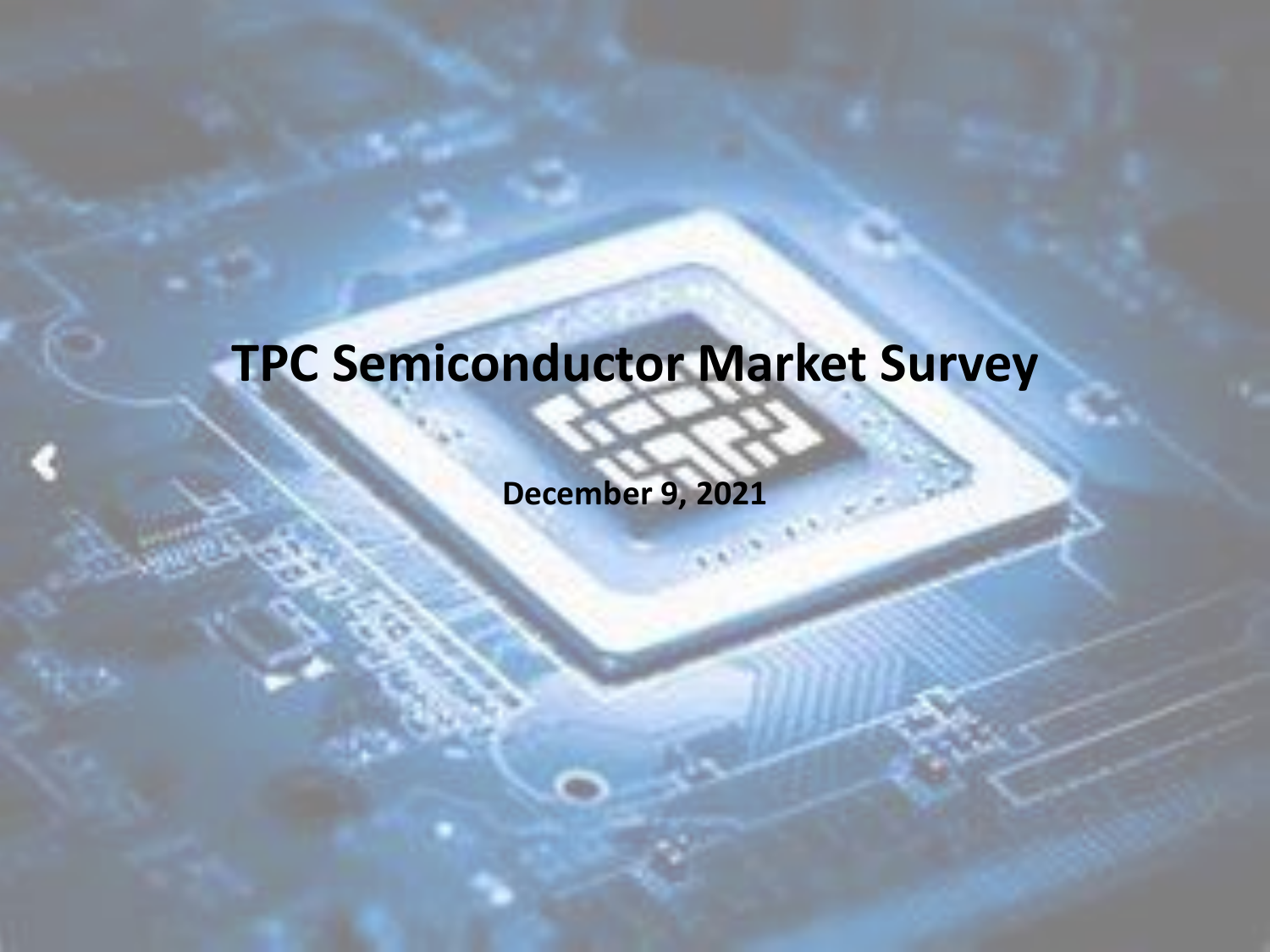# TPC Semiconductor Market Survey

**December 9, 2021**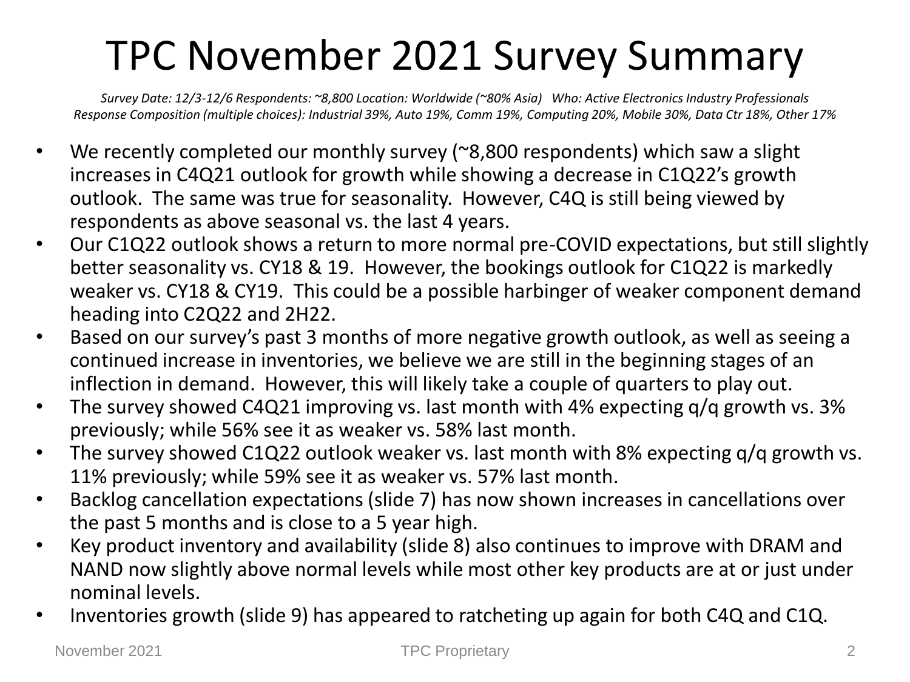# TPC November 2021 Survey Summary

*Survey Date: 12/3-12/6 Respondents: ~8,800 Location: Worldwide (~80% Asia) Who: Active Electronics Industry Professionals*
*Response Composition (multiple choices): Industrial 39%, Auto 19%, Comm 19%, Computing 20%, Mobile 30%, Data Ctr 18%, Other 17%*

- We recently completed our monthly survey (~8,800 respondents) which saw a slight increases in C4Q21 outlook for growth while showing a decrease in C1Q22's growth outlook. The same was true for seasonality. However, C4Q is still being viewed by respondents as above seasonal vs. the last 4 years.
- Our C1Q22 outlook shows a return to more normal pre-COVID expectations, but still slightly better seasonality vs. CY18 & 19. However, the bookings outlook for C1Q22 is markedly weaker vs. CY18 & CY19. This could be a possible harbinger of weaker component demand heading into C2Q22 and 2H22.
- Based on our survey's past 3 months of more negative growth outlook, as well as seeing a continued increase in inventories, we believe we are still in the beginning stages of an inflection in demand. However, this will likely take a couple of quarters to play out.
- The survey showed C4Q21 improving vs. last month with 4% expecting q/q growth vs. 3% previously; while 56% see it as weaker vs. 58% last month.
- The survey showed C1Q22 outlook weaker vs. last month with 8% expecting q/q growth vs. 11% previously; while 59% see it as weaker vs. 57% last month.
- Backlog cancellation expectations (slide 7) has now shown increases in cancellations over the past 5 months and is close to a 5 year high.
- Key product inventory and availability (slide 8) also continues to improve with DRAM and NAND now slightly above normal levels while most other key products are at or just under nominal levels.
- Inventories growth (slide 9) has appeared to ratcheting up again for both C4Q and C1Q.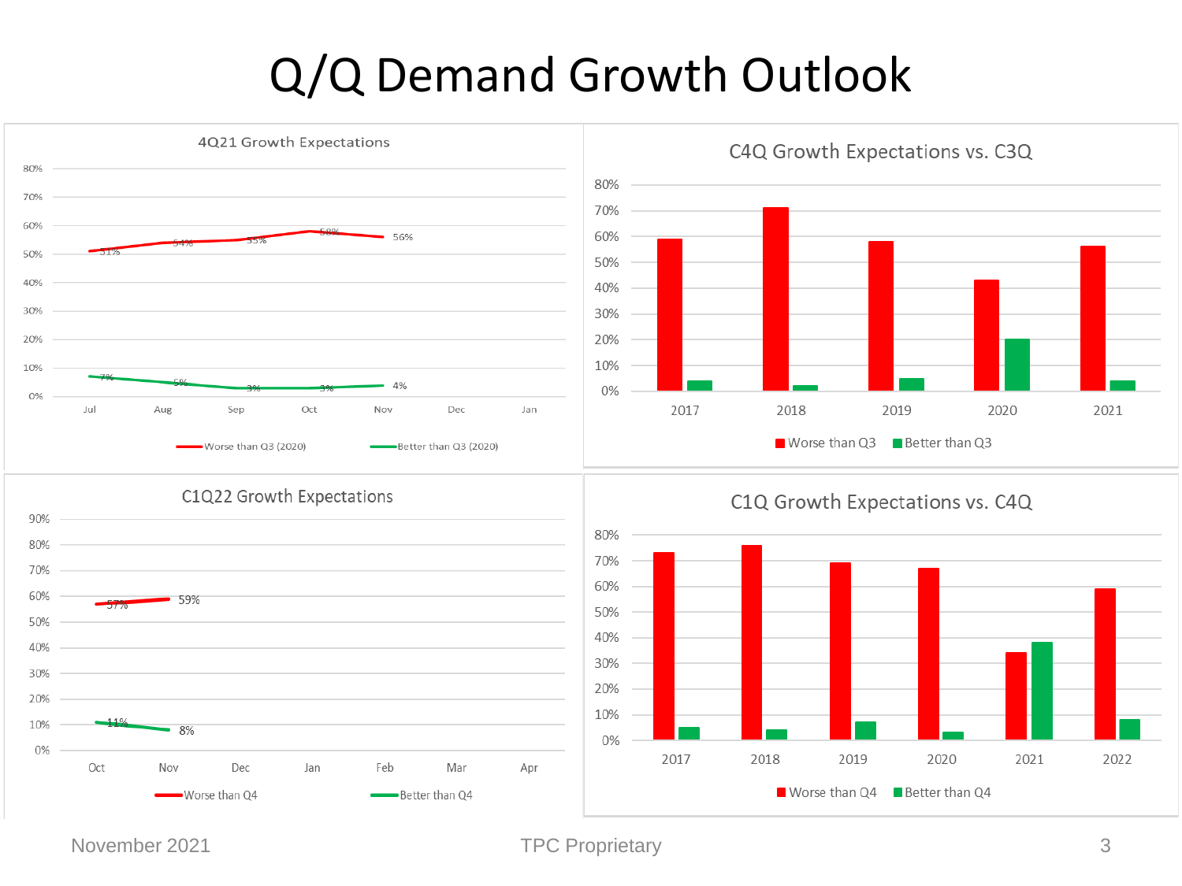# Q/Q Demand Growth Outlook

**4Q21 Growth Expectations**

| | Jul | Aug | Sep | Oct | Nov | Dec | Jan |
|---|---|---|---|---|---|---|---|
| Worse than Q3 (2020) | 51% | 54% | 55% | 58% | 56% | | |
| Better than Q3 (2020) | 7% | 5% | 3% | 3% | 4% | | |

**C4Q Growth Expectations vs. C3Q**

| | 2017 | 2018 | 2019 | 2020 | 2021 |
|---|---|---|---|---|---|
| Worse than Q3 | 59% | 71% | 58% | 43% | 56% |
| Better than Q3 | 4% | 2% | 5% | 20% | 4% |

**C1Q22 Growth Expectations**

| | Oct | Nov | Dec | Jan | Feb | Mar | Apr |
|---|---|---|---|---|---|---|---|
| Worse than Q4 | 57% | 59% | | | | | |
| Better than Q4 | 11% | 8% | | | | | |

**C1Q Growth Expectations vs. C4Q**

| | 2017 | 2018 | 2019 | 2020 | 2021 | 2022 |
|---|---|---|---|---|---|---|
| Worse than Q4 | 73% | 76% | 69% | 67% | 34% | 59% |
| Better than Q4 | 5% | 4% | 7% | 3% | 38% | 8% |

November 2021 TPC Proprietary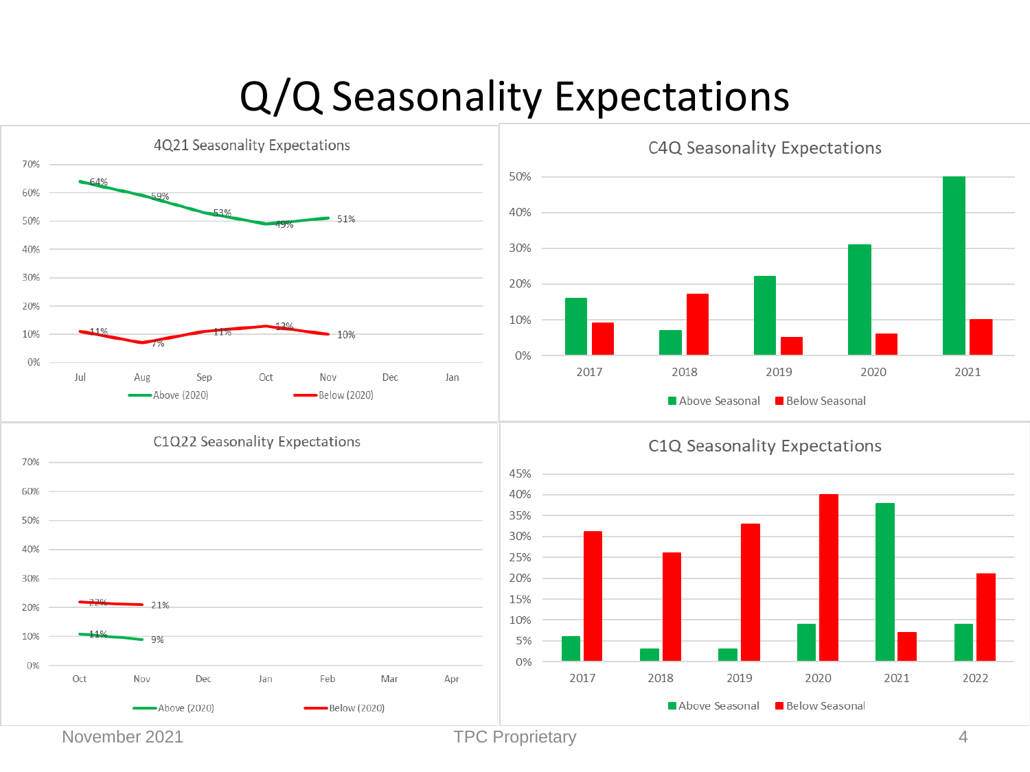# Q/Q Seasonality Expectations

## 4Q21 Seasonality Expectations

| | Jul | Aug | Sep | Oct | Nov | Dec | Jan |
|---|---|---|---|---|---|---|---|
| Above (2020) | 64% | 59% | 53% | 49% | 51% | | |
| Below (2020) | 11% | 7% | 11% | 13% | 10% | | |

## C4Q Seasonality Expectations

| | 2017 | 2018 | 2019 | 2020 | 2021 |
|---|---|---|---|---|---|
| Above Seasonal | 16% | 7% | 22% | 31% | 50% |
| Below Seasonal | 9% | 17% | 5% | 6% | 10% |

## C1Q22 Seasonality Expectations

| | Oct | Nov | Dec | Jan | Feb | Mar | Apr |
|---|---|---|---|---|---|---|---|
| Above (2020) | 11% | 9% | | | | | |
| Below (2020) | 22% | 21% | | | | | |

## C1Q Seasonality Expectations

| | 2017 | 2018 | 2019 | 2020 | 2021 | 2022 |
|---|---|---|---|---|---|---|
| Above Seasonal | 6% | 3% | 3% | 9% | 38% | 9% |
| Below Seasonal | 31% | 26% | 33% | 40% | 7% | 21% |

November 2021 TPC Proprietary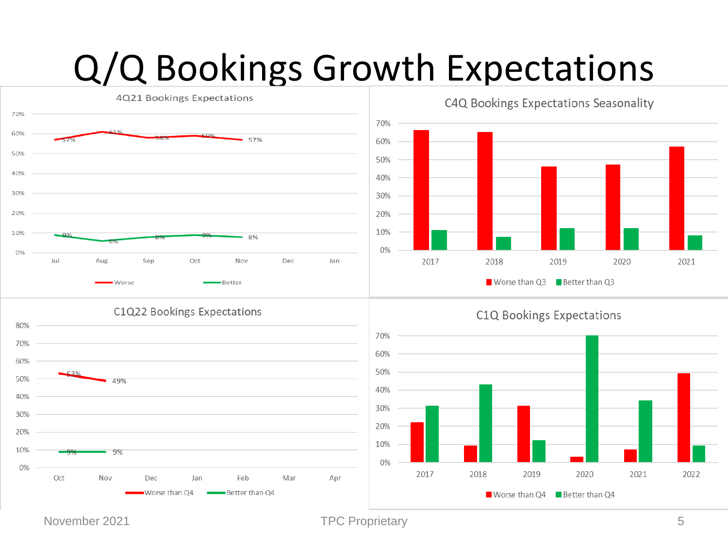# Q/Q Bookings Growth Expectations

## 4Q21 Bookings Expectations

| | Jul | Aug | Sep | Oct | Nov | Dec | Jan |
|---|---|---|---|---|---|---|---|
| Worse | 57% | 61% | 58% | 59% | 57% | | |
| Better | 9% | 6% | 8% | 9% | 8% | | |

## C4Q Bookings Expectations Seasonality

Legend: Worse than Q3, Better than Q3

Years: 2017, 2018, 2019, 2020, 2021

## C1Q22 Bookings Expectations

| | Oct | Nov | Dec | Jan | Feb | Mar | Apr |
|---|---|---|---|---|---|---|---|
| Worse than Q4 | 53% | 49% | | | | | |
| Better than Q4 | 9% | 9% | | | | | |

## C1Q Bookings Expectations

Legend: Worse than Q4, Better than Q4

Years: 2017, 2018, 2019, 2020, 2021, 2022

November 2021 TPC Proprietary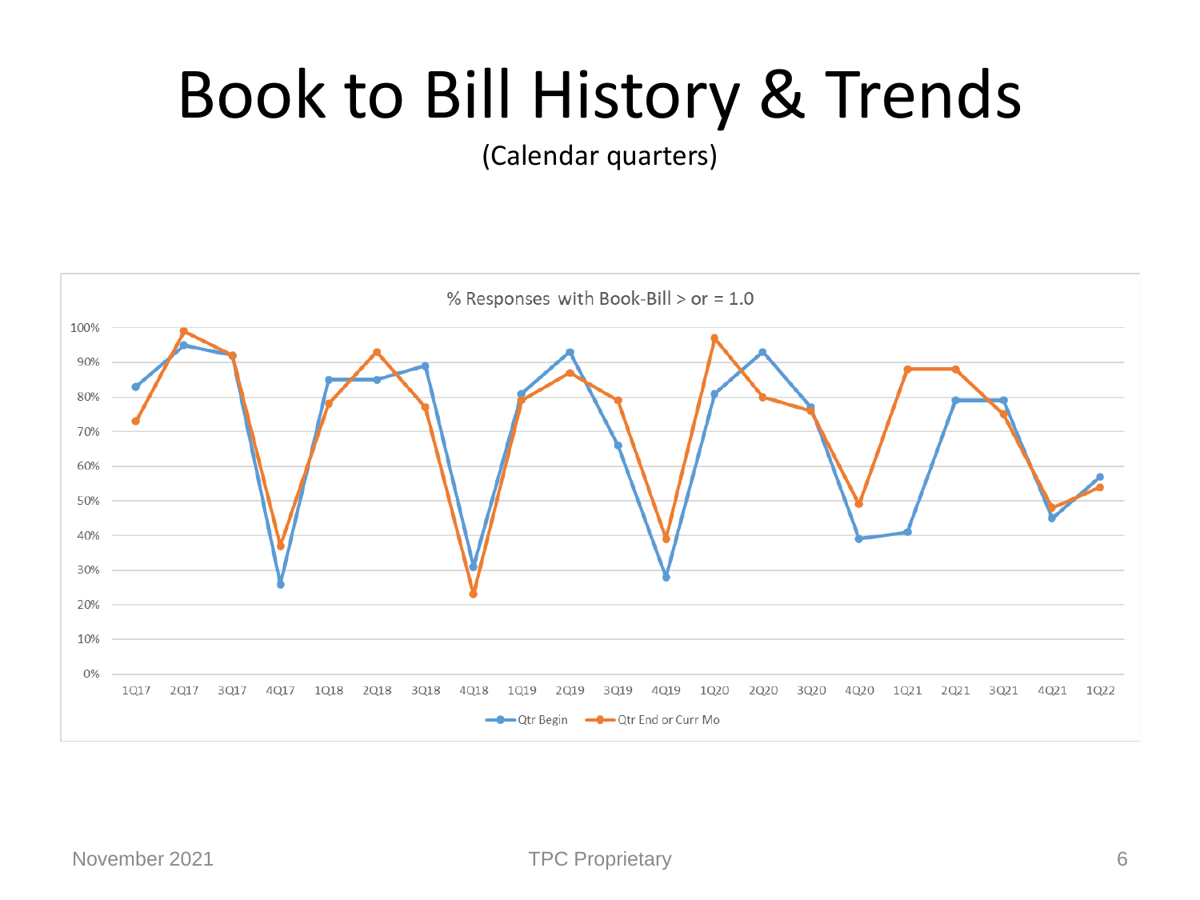# Book to Bill History & Trends

(Calendar quarters)

% Responses with Book-Bill > or = 1.0

| Quarter | Qtr Begin | Qtr End or Curr Mo |
|---|---|---|
| 1Q17 | 83% | 73% |
| 2Q17 | 95% | 99% |
| 3Q17 | 92% | 92% |
| 4Q17 | 26% | 37% |
| 1Q18 | 85% | 78% |
| 2Q18 | 85% | 93% |
| 3Q18 | 89% | 77% |
| 4Q18 | 31% | 23% |
| 1Q19 | 81% | 79% |
| 2Q19 | 93% | 87% |
| 3Q19 | 66% | 79% |
| 4Q19 | 28% | 39% |
| 1Q20 | 81% | 97% |
| 2Q20 | 93% | 80% |
| 3Q20 | 77% | 76% |
| 4Q20 | 39% | 49% |
| 1Q21 | 41% | 88% |
| 2Q21 | 79% | 88% |
| 3Q21 | 79% | 75% |
| 4Q21 | 45% | 48% |
| 1Q22 | 57% | 54% |

November 2021 TPC Proprietary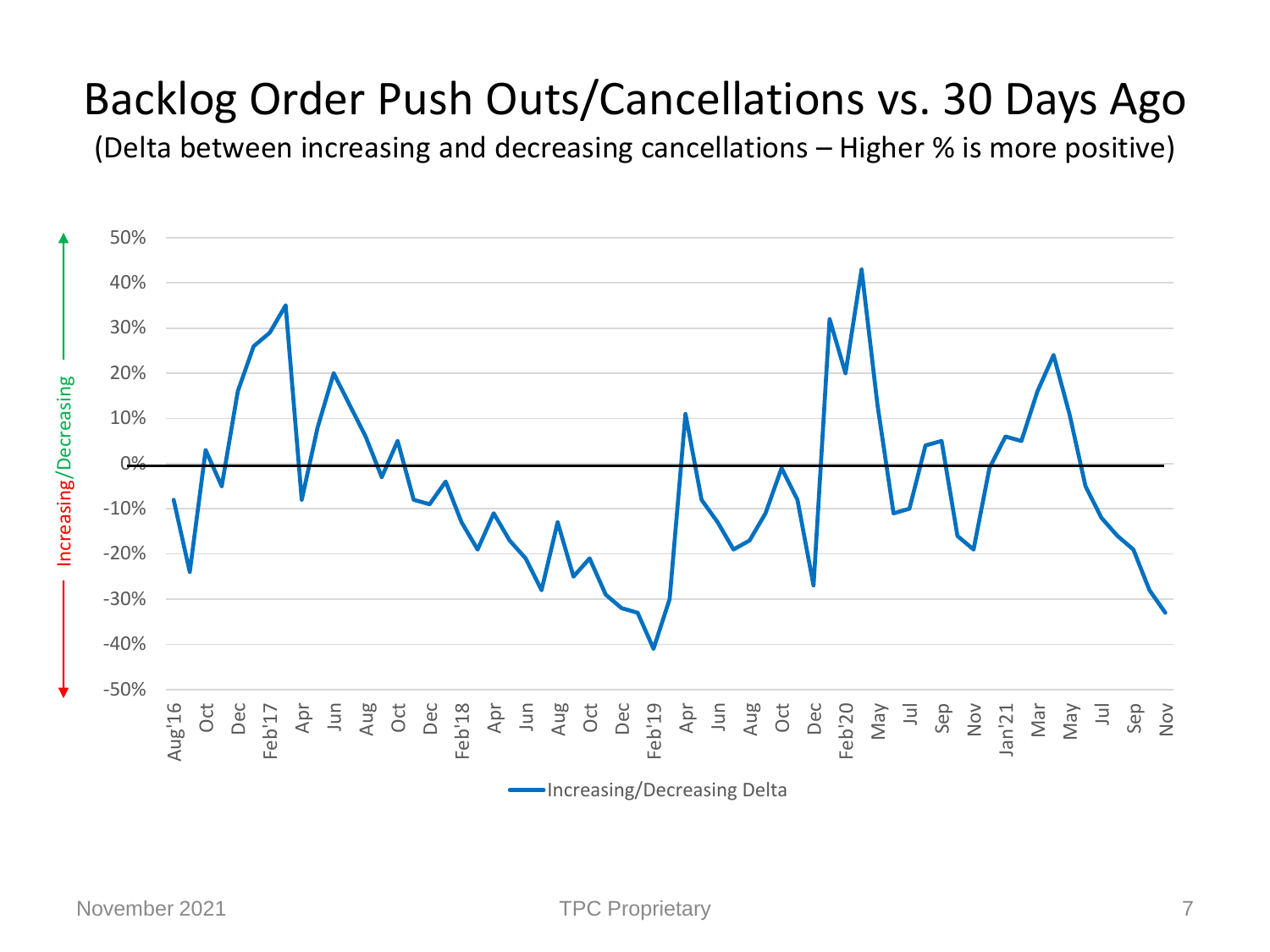# Backlog Order Push Outs/Cancellations vs. 30 Days Ago

(Delta between increasing and decreasing cancellations – Higher % is more positive)

Increasing/Decreasing

50%
40%
30%
20%
10%
0%
-10%
-20%
-30%
-40%
-50%

Aug'16 Oct Dec Feb'17 Apr Jun Aug Oct Dec Feb'18 Apr Jun Aug Oct Dec Feb'19 Apr Jun Aug Oct Dec Feb'20 May Jul Sep Nov Jan'21 Mar May Jul Sep Nov

Increasing/Decreasing Delta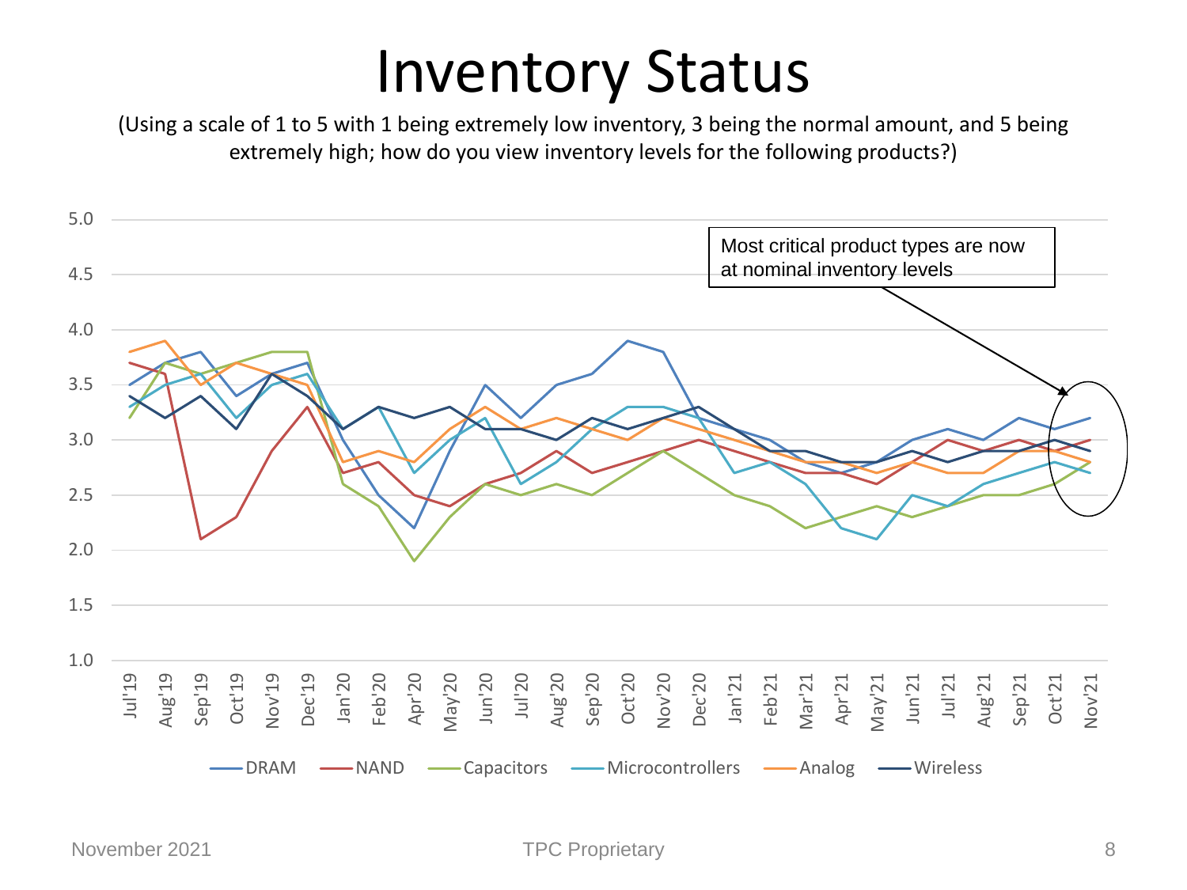# Inventory Status

(Using a scale of 1 to 5 with 1 being extremely low inventory, 3 being the normal amount, and 5 being extremely high; how do you view inventory levels for the following products?)

Most critical product types are now at nominal inventory levels

DRAM, NAND, Capacitors, Microcontrollers, Analog, Wireless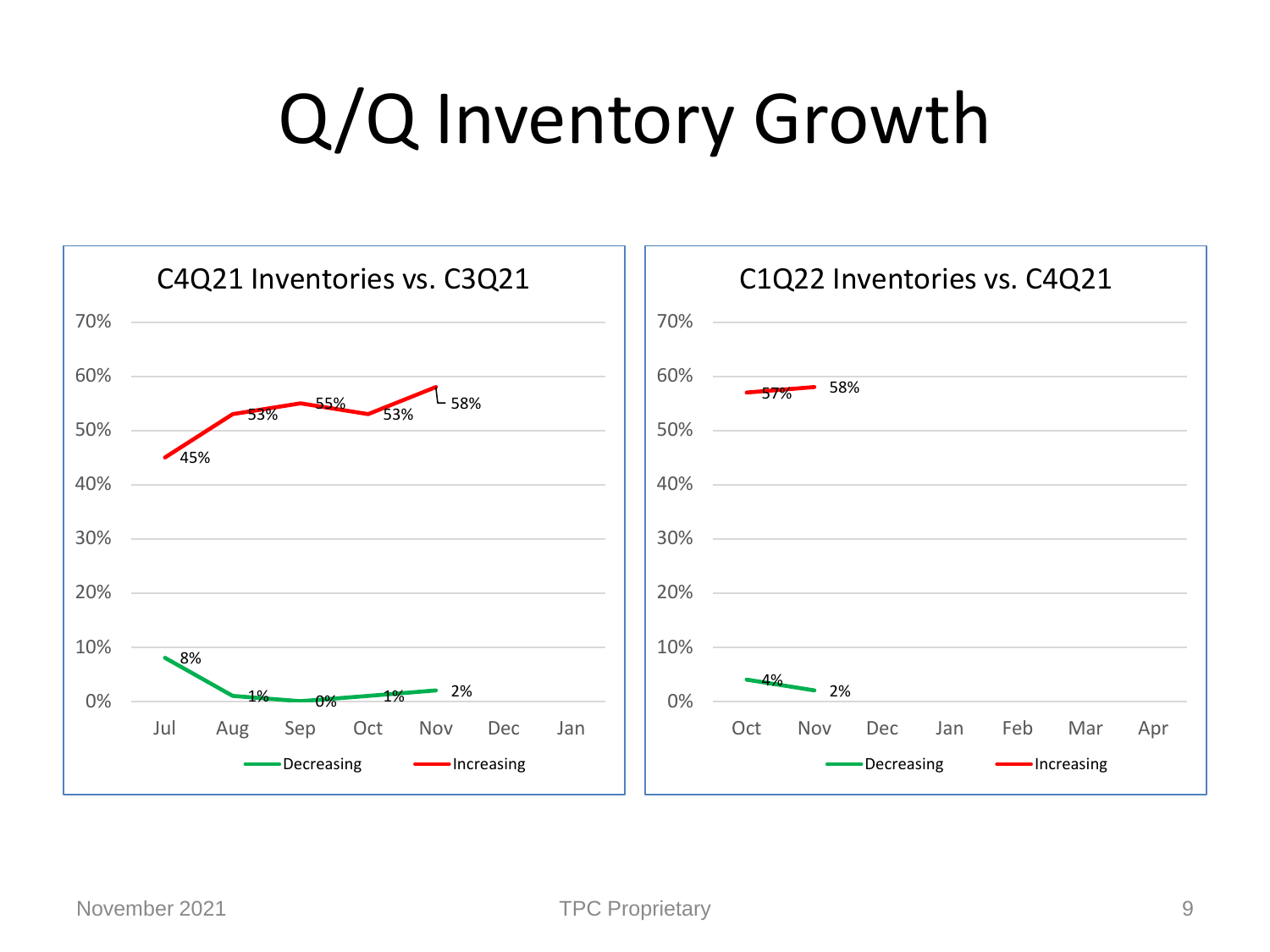# Q/Q Inventory Growth

**C4Q21 Inventories vs. C3Q21**

| | Jul | Aug | Sep | Oct | Nov | Dec | Jan |
|---|---|---|---|---|---|---|---|
| Decreasing | 8% | 1% | 0% | 1% | 2% | | |
| Increasing | 45% | 53% | 55% | 53% | 58% | | |

**C1Q22 Inventories vs. C4Q21**

| | Oct | Nov | Dec | Jan | Feb | Mar | Apr |
|---|---|---|---|---|---|---|---|
| Decreasing | 4% | 2% | | | | | |
| Increasing | 57% | 58% | | | | | |

November 2021 TPC Proprietary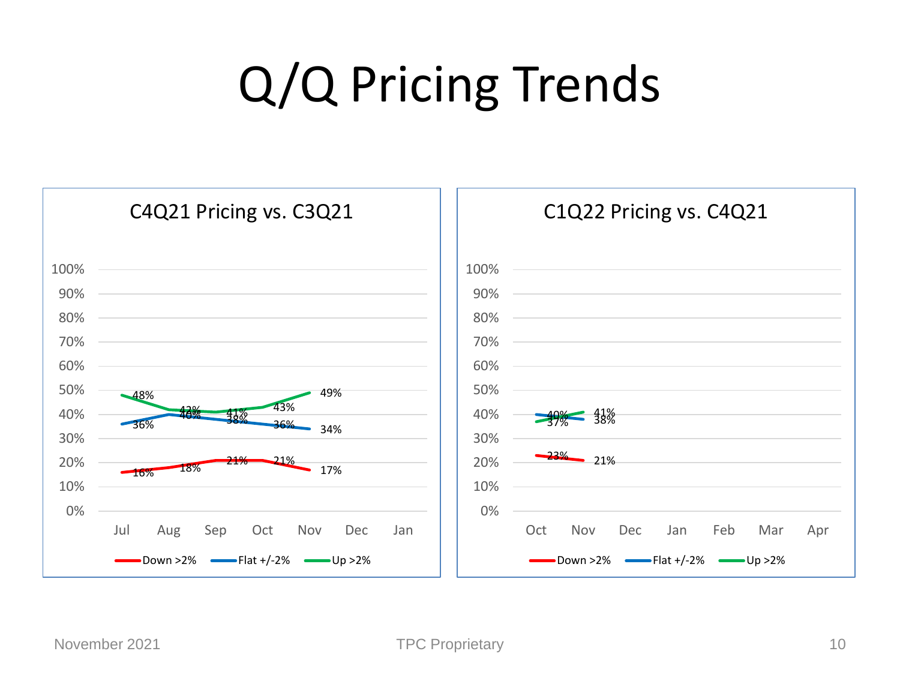# Q/Q Pricing Trends

## C4Q21 Pricing vs. C3Q21

| | Jul | Aug | Sep | Oct | Nov | Dec | Jan |
|---|---|---|---|---|---|---|---|
| Down >2% | 16% | 18% | 21% | 21% | 17% | | |
| Flat +/-2% | 36% | 40% | 38% | 36% | 34% | | |
| Up >2% | 48% | 42% | 41% | 43% | 49% | | |

## C1Q22 Pricing vs. C4Q21

| | Oct | Nov | Dec | Jan | Feb | Mar | Apr |
|---|---|---|---|---|---|---|---|
| Down >2% | 23% | 21% | | | | | |
| Flat +/-2% | 40% | 38% | | | | | |
| Up >2% | 37% | 41% | | | | | |

November 2021 TPC Proprietary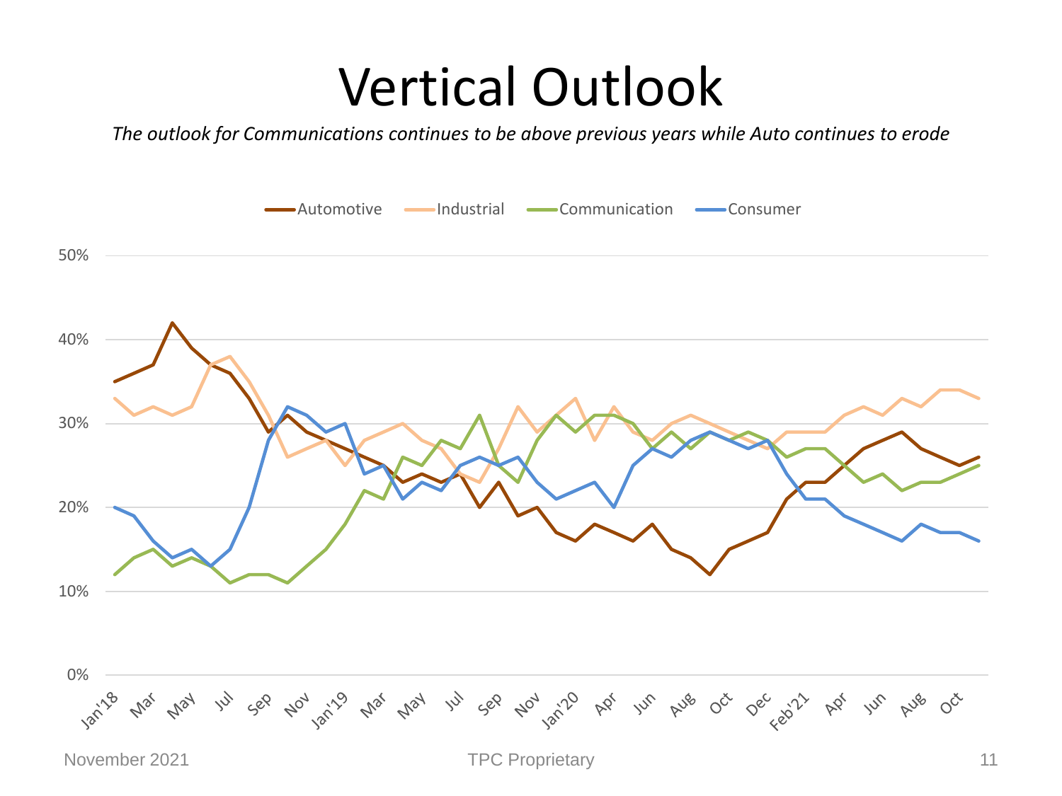# Vertical Outlook

*The outlook for Communications continues to be above previous years while Auto continues to erode*

Automotive
Industrial
Communication
Consumer

50%
40%
30%
20%
10%
0%

Jan'18
Mar
May
Jul
Sep
Nov
Jan'19
Mar
May
Jul
Sep
Nov
Jan'20
Apr
Jun
Aug
Oct
Dec
Feb'21
Apr
Jun
Aug
Oct

November 2021

TPC Proprietary